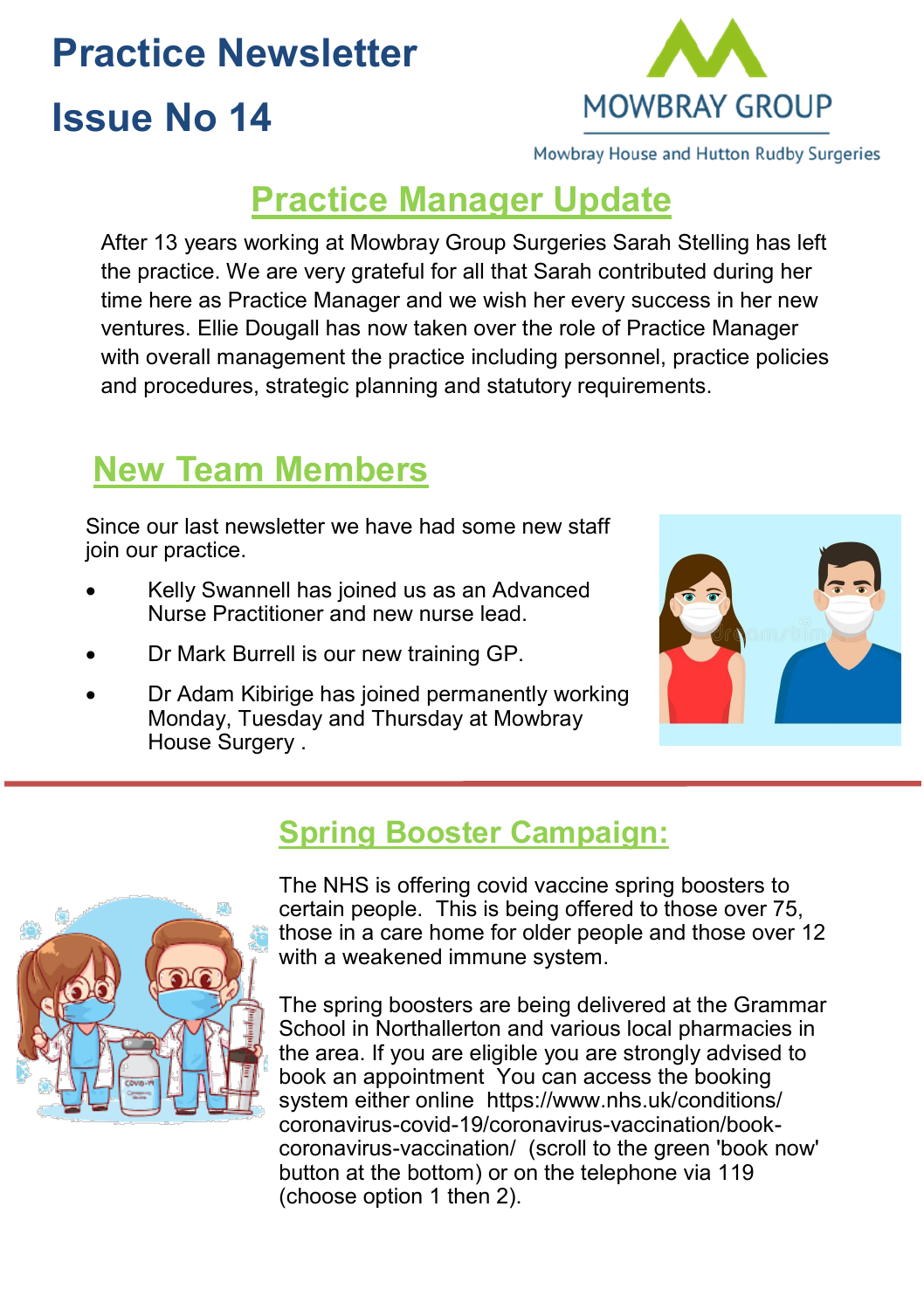# Practice Newsletter

# Issue No 14

MOWBRAY GROUP

Mowbray House and Hutton Rudby Surgeries

## Practice Manager Update

After 13 years working at Mowbray Group Surgeries Sarah Stelling has left the practice. We are very grateful for all that Sarah contributed during her time here as Practice Manager and we wish her every success in her new ventures. Ellie Dougall has now taken over the role of Practice Manager with overall management the practice including personnel, practice policies and procedures, strategic planning and statutory requirements.

## New Team Members

Since our last newsletter we have had some new staff join our practice.

- Kelly Swannell has joined us as an Advanced Nurse Practitioner and new nurse lead.
- Dr Mark Burrell is our new training GP.
- Dr Adam Kibirige has joined permanently working Monday, Tuesday and Thursday at Mowbray House Surgery .

## Spring Booster Campaign:

The NHS is offering covid vaccine spring boosters to certain people. This is being offered to those over 75, those in a care home for older people and those over 12 with a weakened immune system.

The spring boosters are being delivered at the Grammar School in Northallerton and various local pharmacies in the area. If you are eligible you are strongly advised to book an appointment You can access the booking system either online https://www.nhs.uk/conditions/coronavirus-covid-19/coronavirus-vaccination/book-coronavirus-vaccination/ (scroll to the green 'book now' button at the bottom) or on the telephone via 119 (choose option 1 then 2).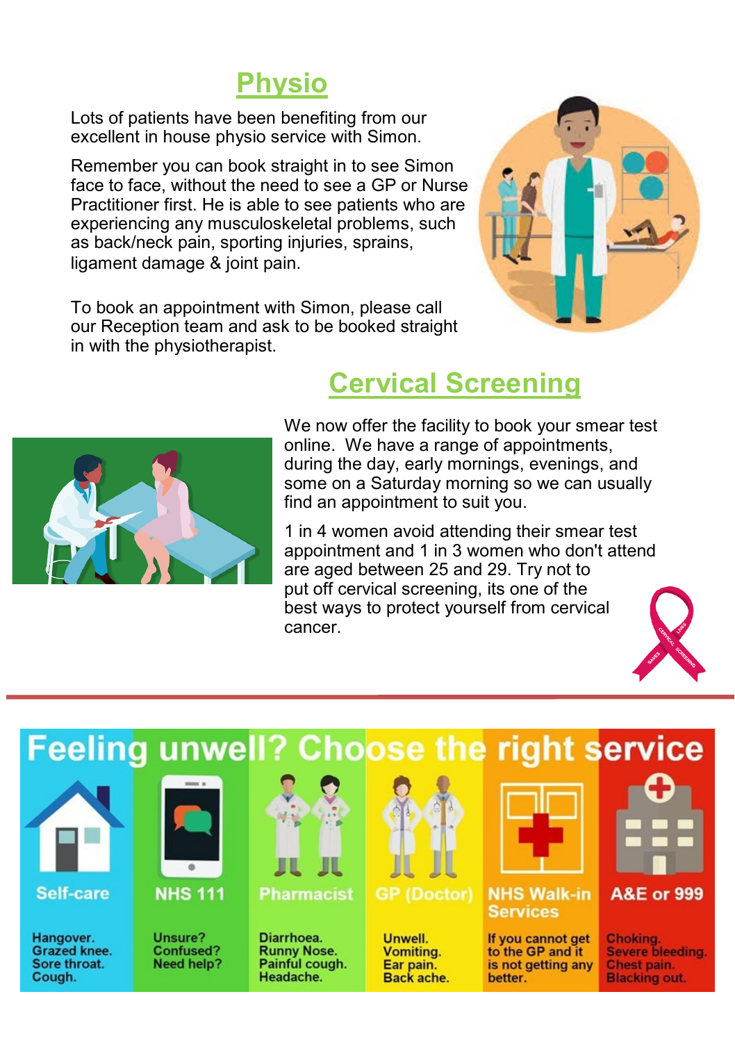## Physio

Lots of patients have been benefiting from our excellent in house physio service with Simon.

Remember you can book straight in to see Simon face to face, without the need to see a GP or Nurse Practitioner first. He is able to see patients who are experiencing any musculoskeletal problems, such as back/neck pain, sporting injuries, sprains, ligament damage & joint pain.

To book an appointment with Simon, please call our Reception team and ask to be booked straight in with the physiotherapist.

## Cervical Screening

We now offer the facility to book your smear test online. We have a range of appointments, during the day, early mornings, evenings, and some on a Saturday morning so we can usually find an appointment to suit you.

1 in 4 women avoid attending their smear test appointment and 1 in 3 women who don't attend are aged between 25 and 29. Try not to put off cervical screening, its one of the best ways to protect yourself from cervical cancer.

---

## Feeling unwell? Choose the right service

| Self-care | NHS 111 | Pharmacist | GP (Doctor) | NHS Walk-in Services | A&E or 999 |
|---|---|---|---|---|---|
| Hangover. Grazed knee. Sore throat. Cough. | Unsure? Confused? Need help? | Diarrhoea. Runny Nose. Painful cough. Headache. | Unwell. Vomiting. Ear pain. Back ache. | If you cannot get to the GP and it is not getting any better. | Choking. Severe bleeding. Chest pain. Blacking out. |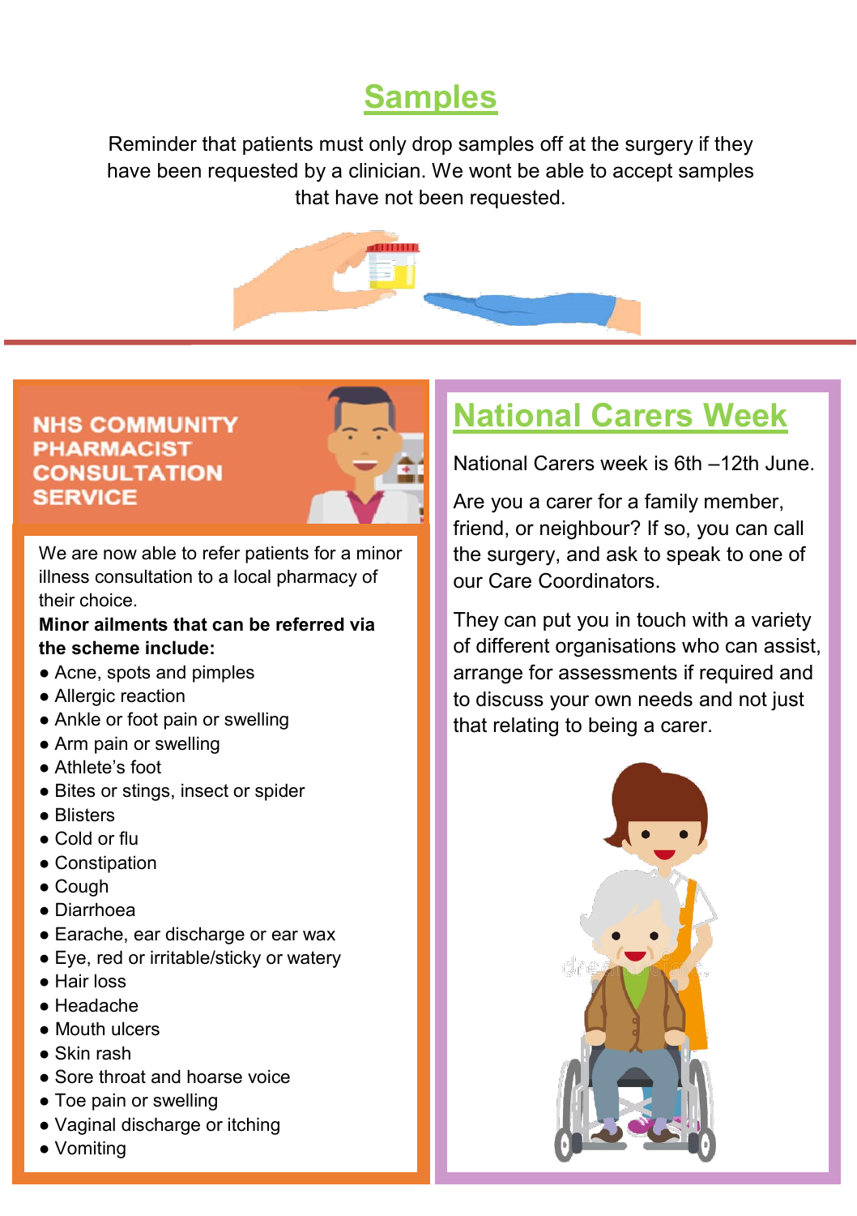## Samples

Reminder that patients must only drop samples off at the surgery if they have been requested by a clinician. We wont be able to accept samples that have not been requested.

## NHS COMMUNITY PHARMACIST CONSULTATION SERVICE

We are now able to refer patients for a minor illness consultation to a local pharmacy of their choice.

**Minor ailments that can be referred via the scheme include:**

- Acne, spots and pimples
- Allergic reaction
- Ankle or foot pain or swelling
- Arm pain or swelling
- Athlete's foot
- Bites or stings, insect or spider
- Blisters
- Cold or flu
- Constipation
- Cough
- Diarrhoea
- Earache, ear discharge or ear wax
- Eye, red or irritable/sticky or watery
- Hair loss
- Headache
- Mouth ulcers
- Skin rash
- Sore throat and hoarse voice
- Toe pain or swelling
- Vaginal discharge or itching
- Vomiting

## National Carers Week

National Carers week is 6th –12th June.

Are you a carer for a family member, friend, or neighbour? If so, you can call the surgery, and ask to speak to one of our Care Coordinators.

They can put you in touch with a variety of different organisations who can assist, arrange for assessments if required and to discuss your own needs and not just that relating to being a carer.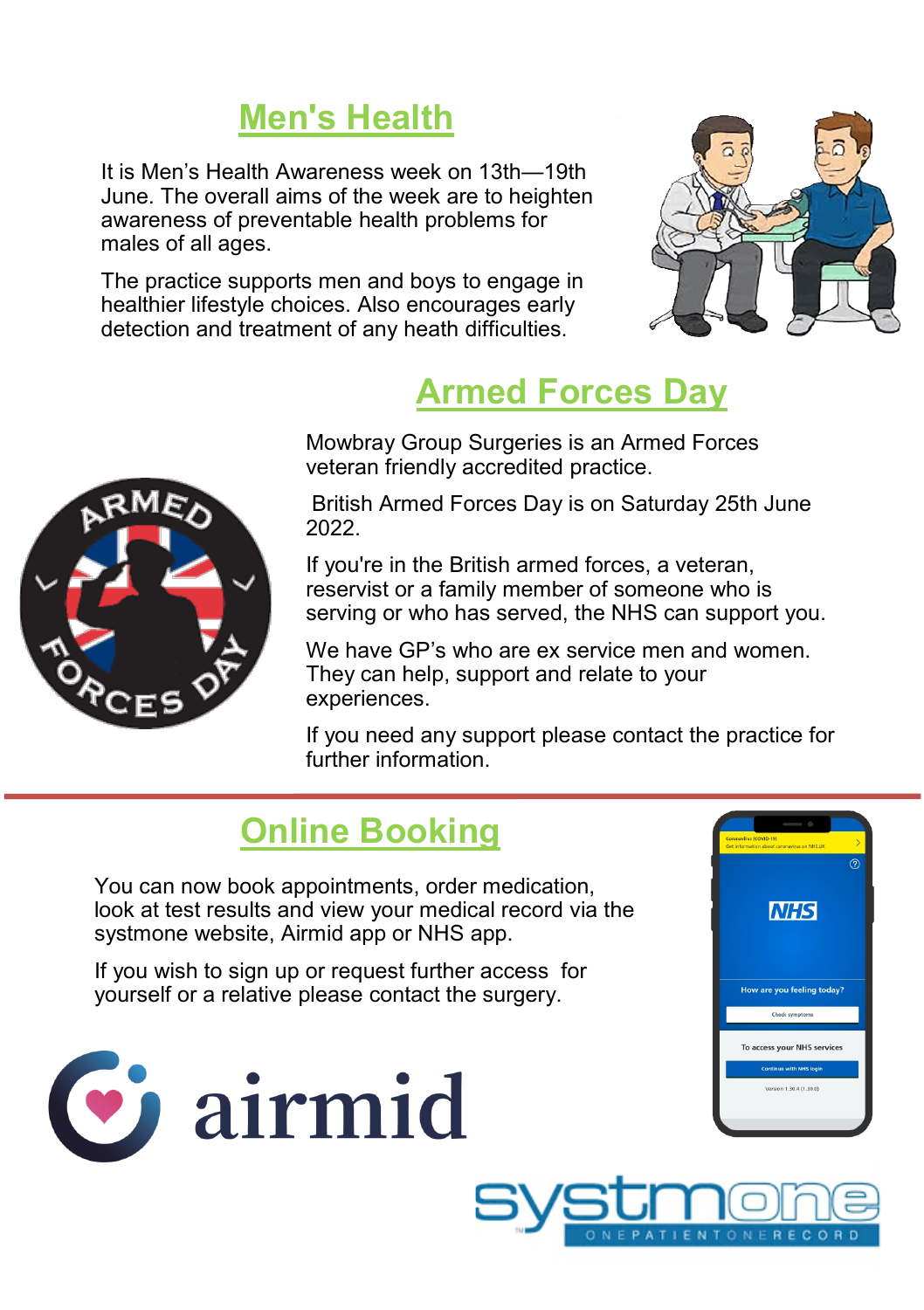## Men's Health

It is Men's Health Awareness week on 13th—19th June. The overall aims of the week are to heighten awareness of preventable health problems for males of all ages.

The practice supports men and boys to engage in healthier lifestyle choices. Also encourages early detection and treatment of any heath difficulties.

## Armed Forces Day

Mowbray Group Surgeries is an Armed Forces veteran friendly accredited practice.

British Armed Forces Day is on Saturday 25th June 2022.

If you're in the British armed forces, a veteran, reservist or a family member of someone who is serving or who has served, the NHS can support you.

We have GP's who are ex service men and women. They can help, support and relate to your experiences.

If you need any support please contact the practice for further information.

## Online Booking

You can now book appointments, order medication, look at test results and view your medical record via the systmone website, Airmid app or NHS app.

If you wish to sign up or request further access for yourself or a relative please contact the surgery.